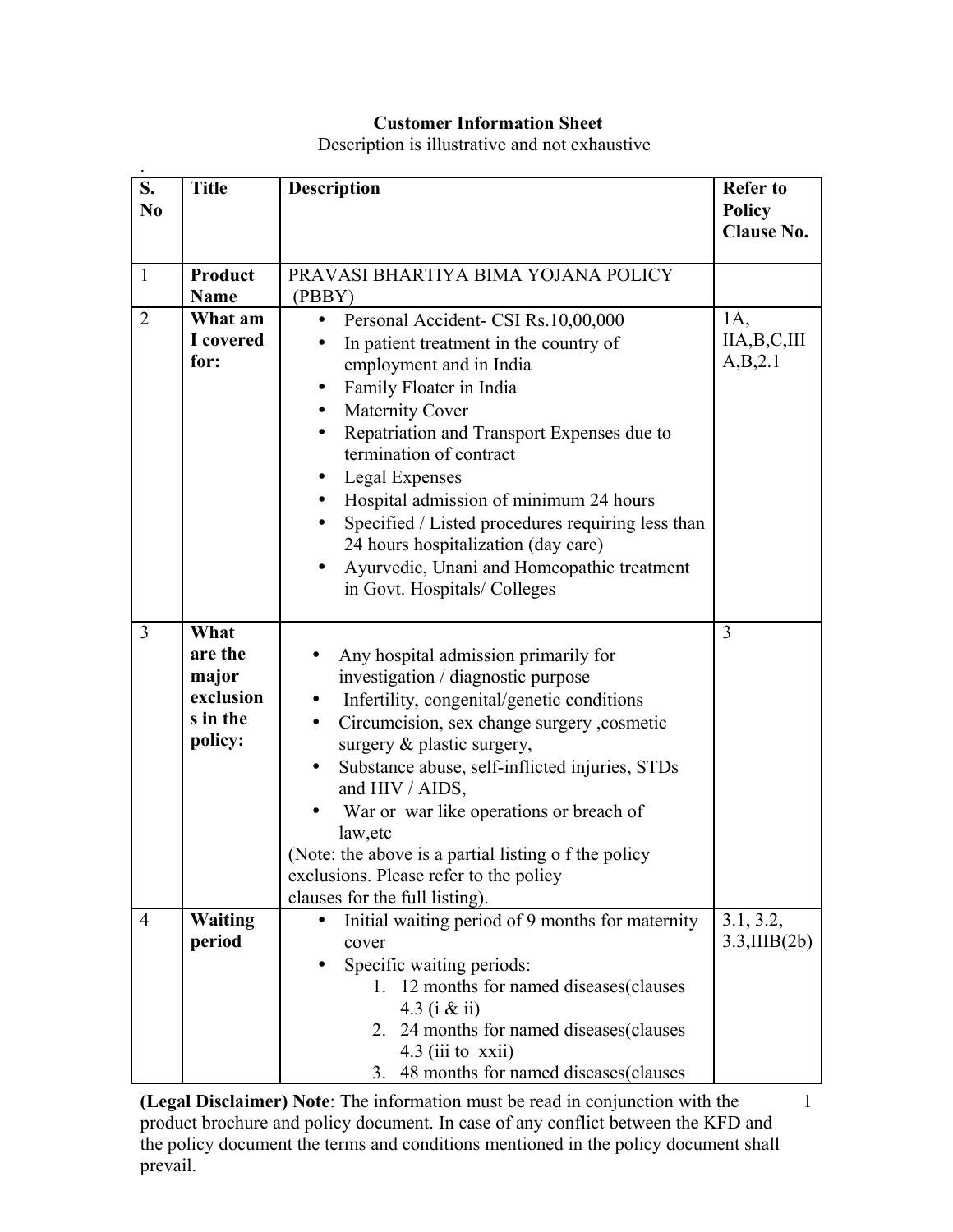**Customer Information Sheet**

Description is illustrative and not exhaustive

| S. No | Title | Description | Refer to Policy Clause No. |
|---|---|---|---|
| 1 | **Product Name** | PRAVASI BHARTIYA BIMA YOJANA POLICY (PBBY) | |
| 2 | **What am I covered for:** | • Personal Accident- CSI Rs.10,00,000<br>• In patient treatment in the country of employment and in India<br>• Family Floater in India<br>• Maternity Cover<br>• Repatriation and Transport Expenses due to termination of contract<br>• Legal Expenses<br>• Hospital admission of minimum 24 hours<br>• Specified / Listed procedures requiring less than 24 hours hospitalization (day care)<br>• Ayurvedic, Unani and Homeopathic treatment in Govt. Hospitals/ Colleges | 1A, IIA,B,C,III A,B,2.1 |
| 3 | **What are the major exclusions in the policy:** | • Any hospital admission primarily for investigation / diagnostic purpose<br>• Infertility, congenital/genetic conditions<br>• Circumcision, sex change surgery ,cosmetic surgery & plastic surgery,<br>• Substance abuse, self-inflicted injuries, STDs and HIV / AIDS,<br>• War or war like operations or breach of law,etc<br>(Note: the above is a partial listing o f the policy exclusions. Please refer to the policy clauses for the full listing). | 3 |
| 4 | **Waiting period** | • Initial waiting period of 9 months for maternity cover<br>• Specific waiting periods:<br>1. 12 months for named diseases(clauses 4.3 (i & ii)<br>2. 24 months for named diseases(clauses 4.3 (iii to xxii)<br>3. 48 months for named diseases(clauses | 3.1, 3.2, 3.3,IIIB(2b) |

**(Legal Disclaimer) Note**: The information must be read in conjunction with the product brochure and policy document. In case of any conflict between the KFD and the policy document the terms and conditions mentioned in the policy document shall prevail.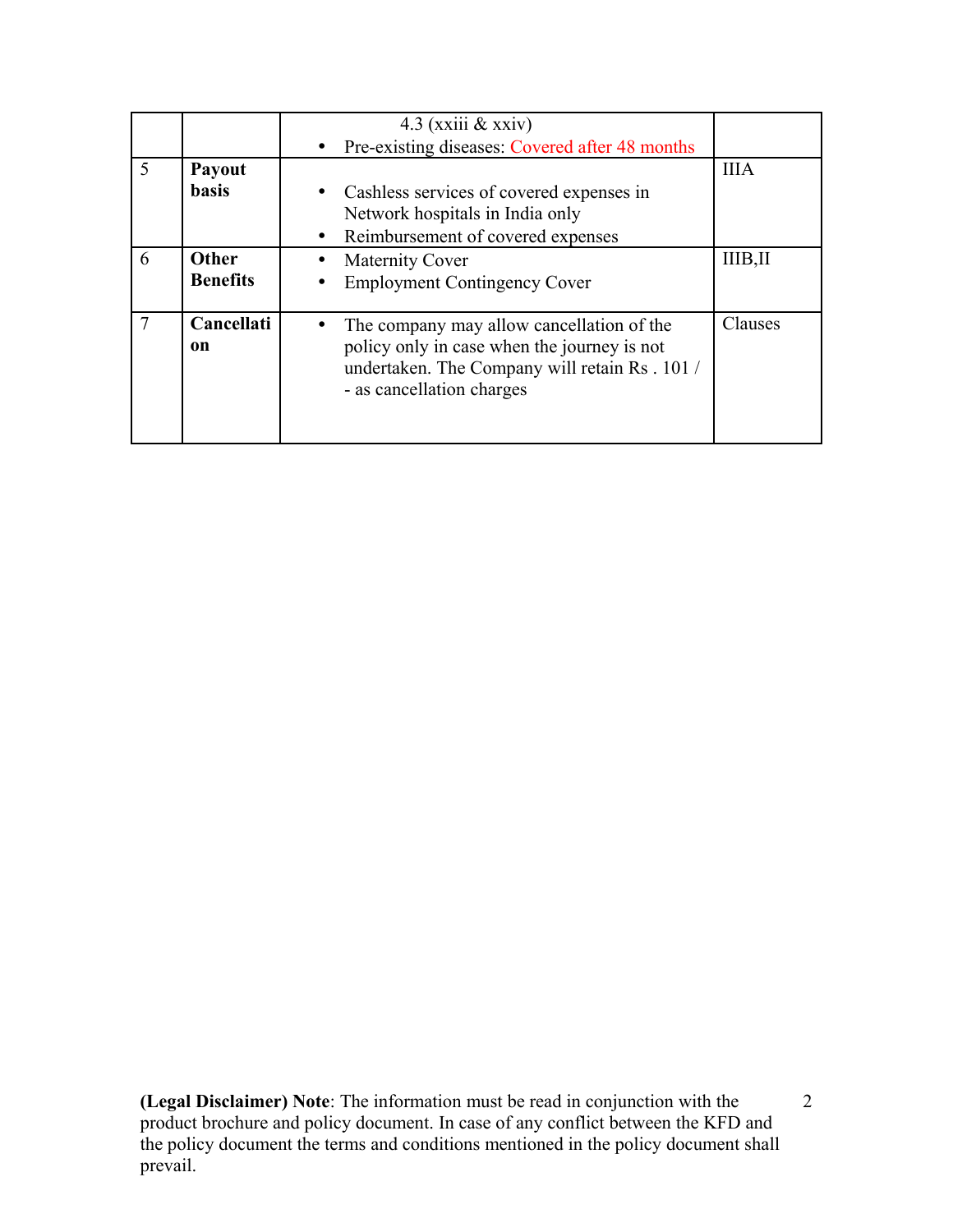| | | | |
|---|---|---|---|
| | | 4.3 (xxiii & xxiv)<br>• Pre-existing diseases: Covered after 48 months | |
| 5 | **Payout basis** | • Cashless services of covered expenses in Network hospitals in India only<br>• Reimbursement of covered expenses | IIIA |
| 6 | **Other Benefits** | • Maternity Cover<br>• Employment Contingency Cover | IIIB,II |
| 7 | **Cancellation** | • The company may allow cancellation of the policy only in case when the journey is not undertaken. The Company will retain Rs . 101 / - as cancellation charges | Clauses |

**(Legal Disclaimer) Note**: The information must be read in conjunction with the product brochure and policy document. In case of any conflict between the KFD and the policy document the terms and conditions mentioned in the policy document shall prevail.